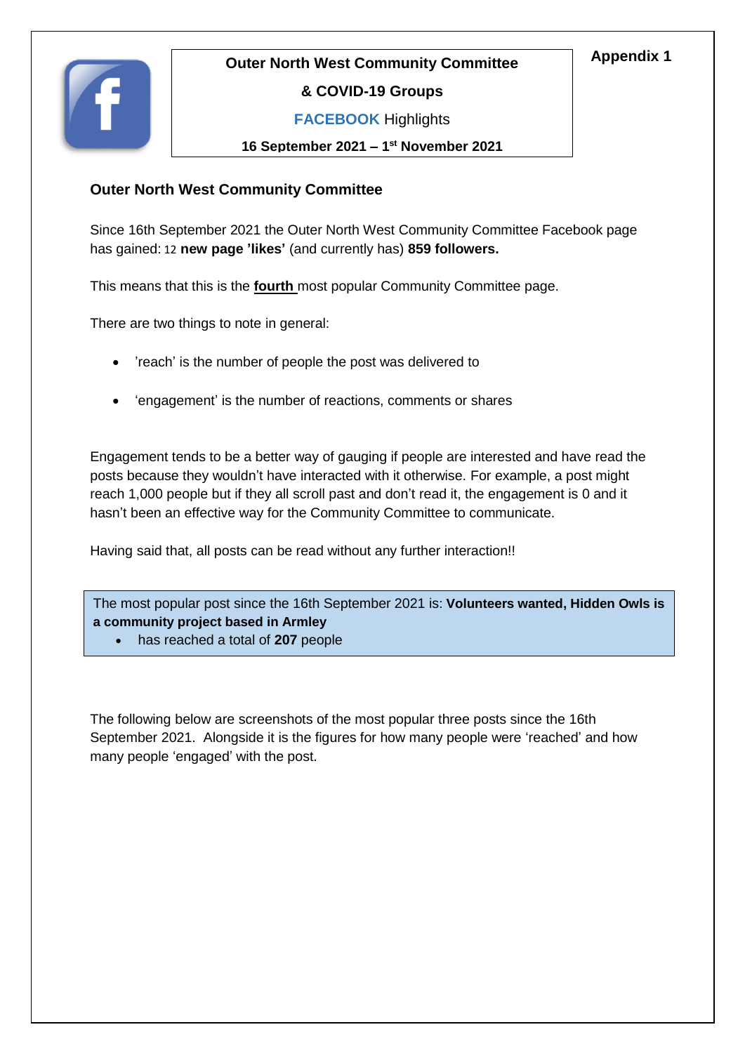**Appendix 1**

**Outer North West Community Committee**

**& COVID-19 Groups**

**FACEBOOK** Highlights

**16 September 2021 – 1st November 2021**

## Outer North West Community Committee

Since 16th September 2021 the Outer North West Community Committee Facebook page has gained: 12 **new page 'likes'** (and currently has) **859 followers.**

This means that this is the **fourth** most popular Community Committee page.

There are two things to note in general:

- 'reach' is the number of people the post was delivered to
- 'engagement' is the number of reactions, comments or shares

Engagement tends to be a better way of gauging if people are interested and have read the posts because they wouldn't have interacted with it otherwise. For example, a post might reach 1,000 people but if they all scroll past and don't read it, the engagement is 0 and it hasn't been an effective way for the Community Committee to communicate.

Having said that, all posts can be read without any further interaction!!

The most popular post since the 16th September 2021 is: **Volunteers wanted, Hidden Owls is a community project based in Armley**

- has reached a total of **207** people

The following below are screenshots of the most popular three posts since the 16th September 2021. Alongside it is the figures for how many people were 'reached' and how many people 'engaged' with the post.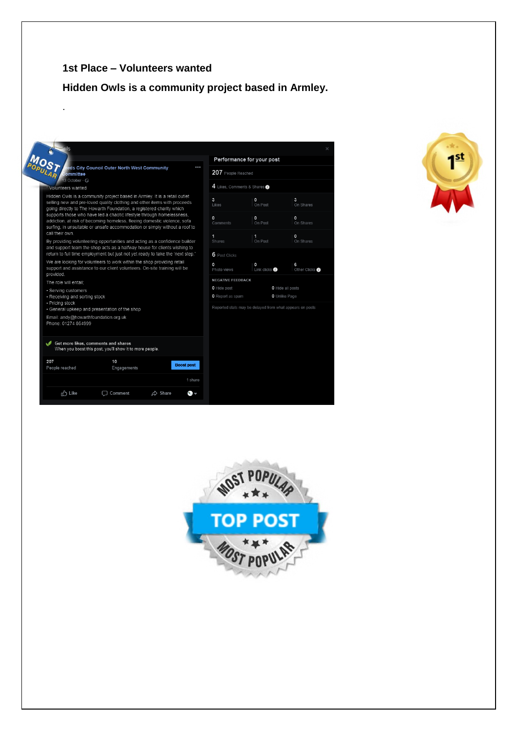**1st Place – Volunteers wanted**

**Hidden Owls is a community project based in Armley.**

.

Leeds City Council Outer North West Community Committee

13 October ·

Volunteers wanted

Hidden Owls is a community project based in Armley. It is a retail outlet selling new and pre-loved quality clothing and other items with proceeds going directly to The Howarth Foundation, a registered charity which supports those who have led a chaotic lifestyle through homelessness, addiction, at risk of becoming homeless, fleeing domestic violence, sofa surfing, in unsuitable or unsafe accommodation or simply without a roof to call their own.

By providing volunteering opportunities and acting as a confidence builder and support team the shop acts as a halfway house for clients wishing to return to full time employment but just not yet ready to take the 'next step.'

We are looking for volunteers to work within the shop providing retail support and assistance to our client volunteers. On-site training will be provided.

The role will entail:

- Serving customers
- Receiving and sorting stock
- Pricing stock
- General upkeep and presentation of the shop

Email: andy@howarthfoundation.org.uk
Phone: 01274 864999

Get more likes, comments and shares
When you boost this post, you'll show it to more people.

207 People reached | 10 Engagements | Boost post

1 share

Like | Comment | Share

**Performance for your post**

207 People Reached

4 Likes, Comments & Shares

| | | |
|---|---|---|
| 3 Likes | 0 On Post | 3 On Shares |
| 0 Comments | 0 On Post | 0 On Shares |
| 1 Shares | 1 On Post | 0 On Shares |

6 Post Clicks

| | | |
|---|---|---|
| 0 Photo views | 0 Link clicks | 6 Other Clicks |

NEGATIVE FEEDBACK

| | |
|---|---|
| 0 Hide post | 0 Hide all posts |
| 0 Report as spam | 0 Unlike Page |

Reported stats may be delayed from what appears on posts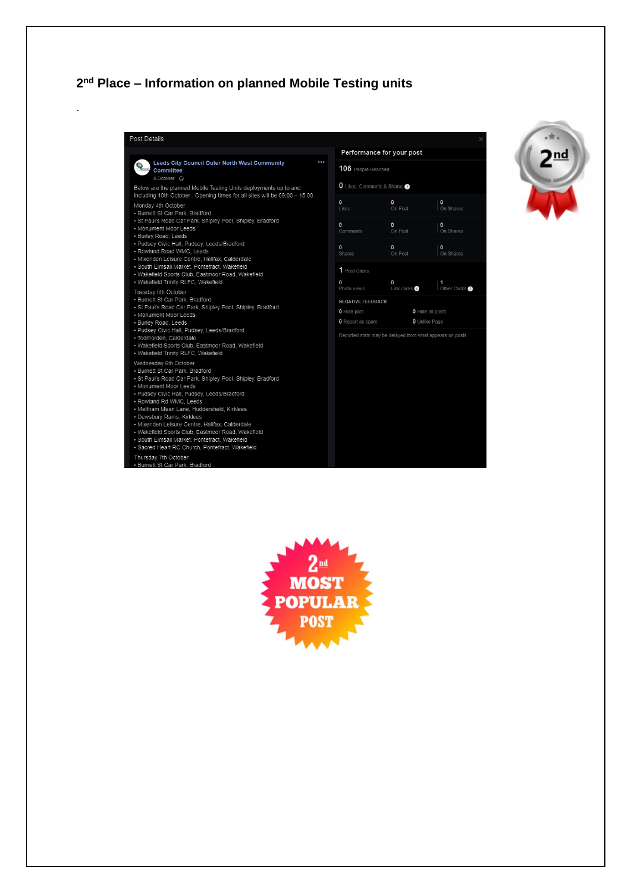## 2nd Place – Information on planned Mobile Testing units

.

Post Details

**Leeds City Council Outer North West Community Committee**
4 October ·

Below are the planned Mobile Testing Units deployments up to and including 10th October . Opening times for all sites will be 09:00 – 15.00.

Monday 4th October
- Burnett St Car Park, Bradford
- St Paul's Road Car Park, Shipley Pool, Shipley, Bradford
- Monument Moor Leeds
- Burley Road, Leeds
- Pudsey Civic Hall, Pudsey, Leeds/Bradford
- Rowland Road WMC, Leeds
- Mixenden Leisure Centre, Halifax, Calderdale
- South Elmsall Market, Pontefract, Wakefield
- Wakefield Sports Club, Eastmoor Road, Wakefield
- Wakefield Trinity RLFC, Wakefield

Tuesday 5th October
- Burnett St Car Park, Bradford
- St Paul's Road Car Park, Shipley Pool, Shipley, Bradford
- Monument Moor Leeds
- Burley Road, Leeds
- Pudsey Civic Hall, Pudsey, Leeds/Bradford
- Todmorden, Calderdale
- Wakefield Sports Club, Eastmoor Road, Wakefield
- Wakefield Trinity RLFC, Wakefield

Wednesday 6th October
- Burnett St Car Park, Bradford
- St Paul's Road Car Park, Shipley Pool, Shipley, Bradford
- Monument Moor Leeds
- Pudsey Civic Hall, Pudsey, Leeds/Bradford
- Rowland Rd WMC, Leeds
- Meltham Mean Lane, Huddersfield, Kirklees
- Dewsbury Rams, Kirklees
- Mixenden Leisure Centre, Halifax, Calderdale
- Wakefield Sports Club, Eastmoor Road, Wakefield
- South Elmsall Market, Pontefract, Wakefield
- Sacred Heart RC Church, Pontefract, Wakefield

Thursday 7th October
- Burnett St Car Park, Bradford

**Performance for your post**

106 People Reached

0 Likes, Comments & Shares

| | | |
|---|---|---|
| 0 Likes | 0 On Post | 0 On Shares |
| 0 Comments | 0 On Post | 0 On Shares |
| 0 Shares | 0 On Post | 0 On Shares |

1 Post Clicks

| | | |
|---|---|---|
| 0 Photo views | 0 Link clicks | 1 Other Clicks |

NEGATIVE FEEDBACK

| | |
|---|---|
| 0 Hide post | 0 Hide all posts |
| 0 Report as spam | 0 Unlike Page |

Reported stats may be delayed from what appears on posts

2nd MOST POPULAR POST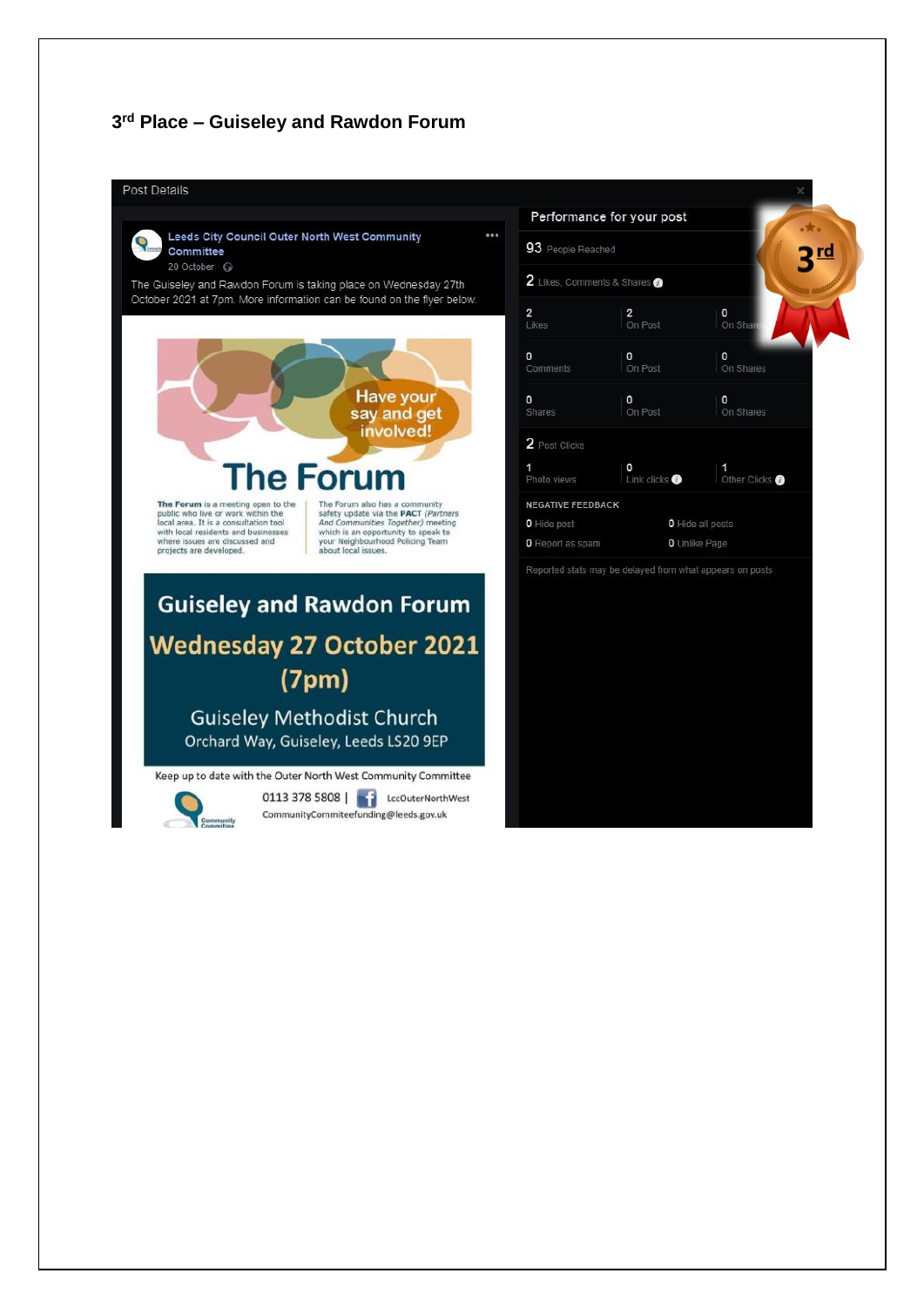## 3rd Place – Guiseley and Rawdon Forum

Post Details

**Leeds City Council Outer North West Community Committee**
20 October

The Guiseley and Rawdon Forum is taking place on Wednesday 27th October 2021 at 7pm. More information can be found on the flyer below.

Have your say and get involved!

# The Forum

**The Forum** is a meeting open to the public who live or work within the local area. It is a consultation tool with local residents and businesses where issues are discussed and projects are developed.

The Forum also has a community safety update via the **PACT** *(Partners And Communities Together)* meeting which is an opportunity to speak to your Neighbourhood Policing Team about local issues.

**Guiseley and Rawdon Forum**

**Wednesday 27 October 2021 (7pm)**

Guiseley Methodist Church
Orchard Way, Guiseley, Leeds LS20 9EP

Keep up to date with the Outer North West Community Committee

0113 378 5808 | LccOuterNorthWest
CommunityCommiteefunding@leeds.gov.uk

**Performance for your post**

93 People Reached

2 Likes, Comments & Shares

| | | |
|---|---|---|
| 2 Likes | 2 On Post | 0 On Shares |
| 0 Comments | 0 On Post | 0 On Shares |
| 0 Shares | 0 On Post | 0 On Shares |

2 Post Clicks

| | | |
|---|---|---|
| 1 Photo views | 0 Link clicks | 1 Other Clicks |

NEGATIVE FEEDBACK

| | |
|---|---|
| 0 Hide post | 0 Hide all posts |
| 0 Report as spam | 0 Unlike Page |

Reported stats may be delayed from what appears on posts

3rd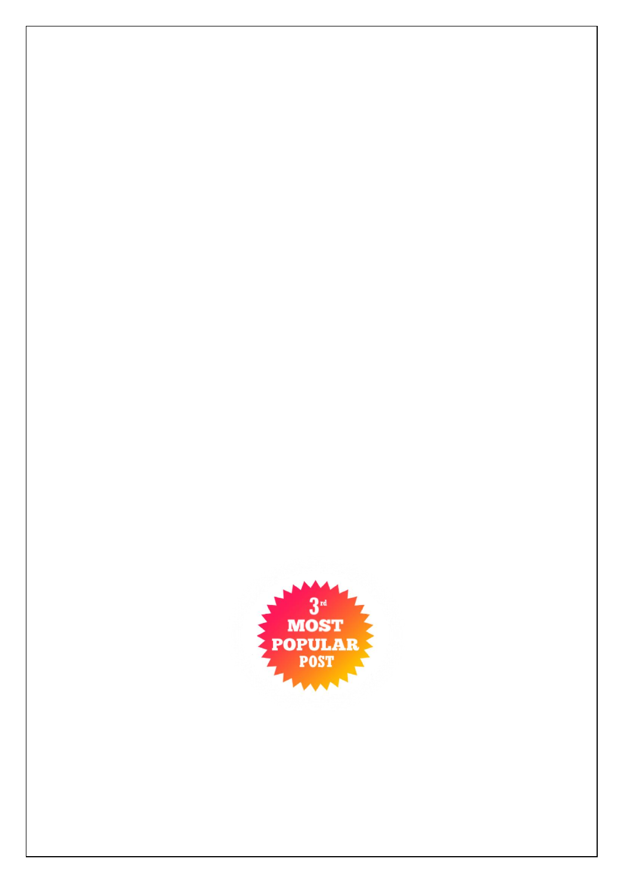3rd MOST POPULAR POST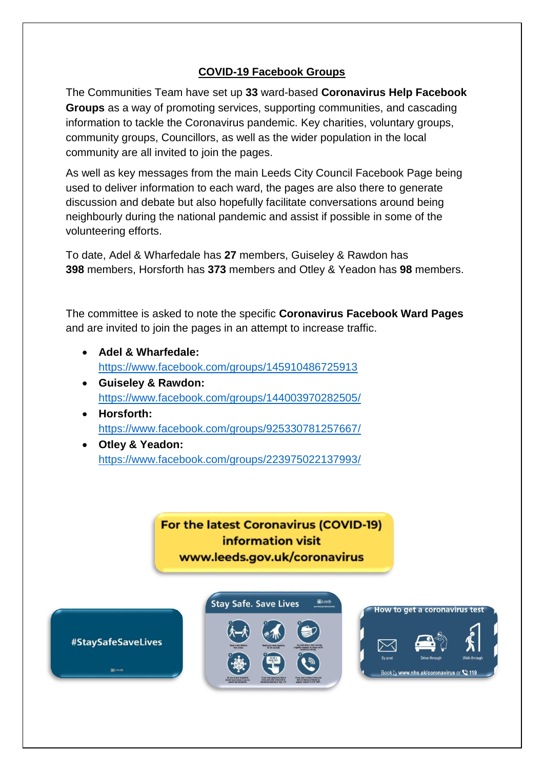## COVID-19 Facebook Groups

The Communities Team have set up **33** ward-based **Coronavirus Help Facebook Groups** as a way of promoting services, supporting communities, and cascading information to tackle the Coronavirus pandemic. Key charities, voluntary groups, community groups, Councillors, as well as the wider population in the local community are all invited to join the pages.

As well as key messages from the main Leeds City Council Facebook Page being used to deliver information to each ward, the pages are also there to generate discussion and debate but also hopefully facilitate conversations around being neighbourly during the national pandemic and assist if possible in some of the volunteering efforts.

To date, Adel & Wharfedale has **27** members, Guiseley & Rawdon has **398** members, Horsforth has **373** members and Otley & Yeadon has **98** members.

The committee is asked to note the specific **Coronavirus Facebook Ward Pages** and are invited to join the pages in an attempt to increase traffic.

- **Adel & Wharfedale:** https://www.facebook.com/groups/145910486725913
- **Guiseley & Rawdon:** https://www.facebook.com/groups/144003970282505/
- **Horsforth:** https://www.facebook.com/groups/925330781257667/
- **Otley & Yeadon:** https://www.facebook.com/groups/223975022137993/

**For the latest Coronavirus (COVID-19) information visit www.leeds.gov.uk/coronavirus**

#StaySafeSaveLives

Stay Safe. Save Lives

How to get a coronavirus test

By post

Drive-through

Walk-through

Book www.nhs.uk/coronavirus or 119